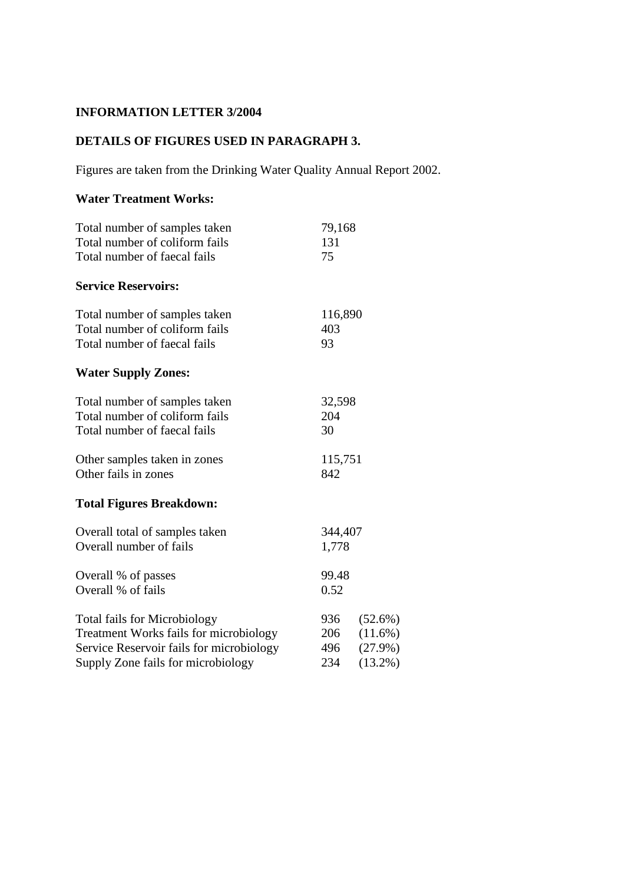**INFORMATION LETTER 3/2004**

**DETAILS OF FIGURES USED IN PARAGRAPH 3.**

Figures are taken from the Drinking Water Quality Annual Report 2002.

**Water Treatment Works:**

| | |
|---|---|
| Total number of samples taken | 79,168 |
| Total number of coliform fails | 131 |
| Total number of faecal fails | 75 |

**Service Reservoirs:**

| | |
|---|---|
| Total number of samples taken | 116,890 |
| Total number of coliform fails | 403 |
| Total number of faecal fails | 93 |

**Water Supply Zones:**

| | |
|---|---|
| Total number of samples taken | 32,598 |
| Total number of coliform fails | 204 |
| Total number of faecal fails | 30 |
| Other samples taken in zones | 115,751 |
| Other fails in zones | 842 |

**Total Figures Breakdown:**

| | | |
|---|---|---|
| Overall total of samples taken | 344,407 | |
| Overall number of fails | 1,778 | |
| Overall % of passes | 99.48 | |
| Overall % of fails | 0.52 | |
| Total fails for Microbiology | 936 | (52.6%) |
| Treatment Works fails for microbiology | 206 | (11.6%) |
| Service Reservoir fails for microbiology | 496 | (27.9%) |
| Supply Zone fails for microbiology | 234 | (13.2%) |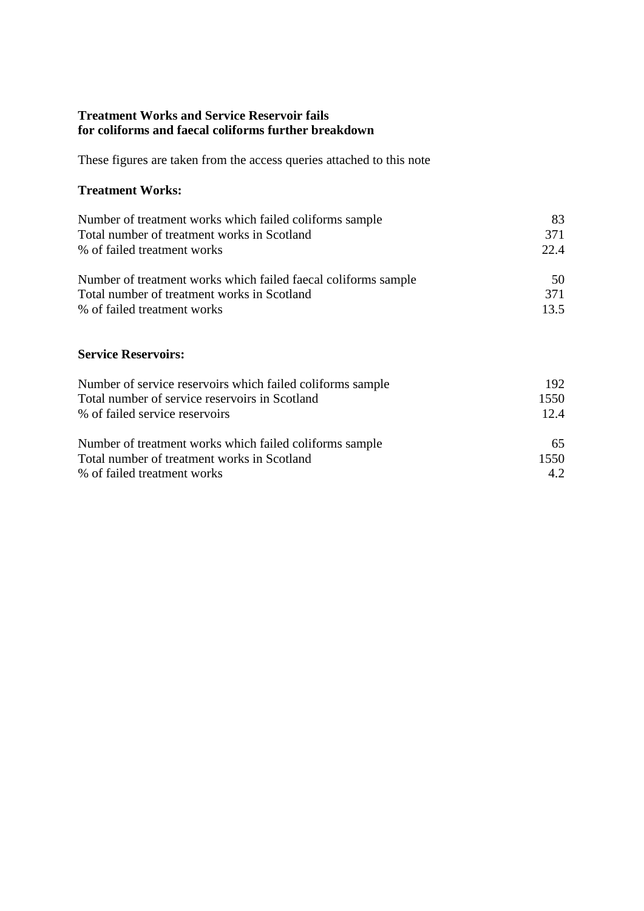**Treatment Works and Service Reservoir fails**
**for coliforms and faecal coliforms further breakdown**

These figures are taken from the access queries attached to this note

**Treatment Works:**

| | |
|---|---|
| Number of treatment works which failed coliforms sample | 83 |
| Total number of treatment works in Scotland | 371 |
| % of failed treatment works | 22.4 |

| | |
|---|---|
| Number of treatment works which failed faecal coliforms sample | 50 |
| Total number of treatment works in Scotland | 371 |
| % of failed treatment works | 13.5 |

**Service Reservoirs:**

| | |
|---|---|
| Number of service reservoirs which failed coliforms sample | 192 |
| Total number of service reservoirs in Scotland | 1550 |
| % of failed service reservoirs | 12.4 |

| | |
|---|---|
| Number of treatment works which failed coliforms sample | 65 |
| Total number of treatment works in Scotland | 1550 |
| % of failed treatment works | 4.2 |